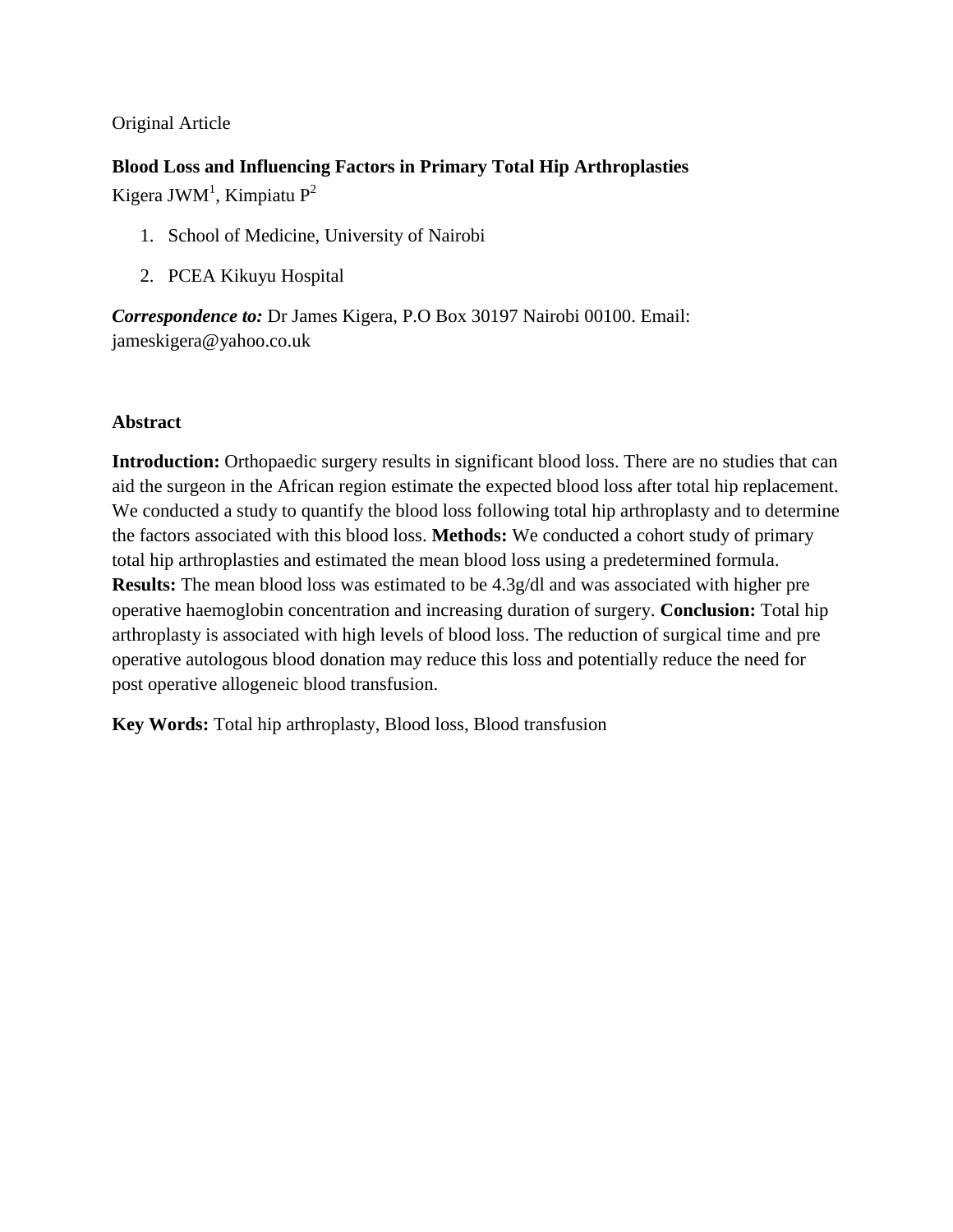Original Article

# Blood Loss and Influencing Factors in Primary Total Hip Arthroplasties

Kigera JWM[1], Kimpiatu P[2]

1. School of Medicine, University of Nairobi
2. PCEA Kikuyu Hospital

***Correspondence to:*** Dr James Kigera, P.O Box 30197 Nairobi 00100. Email: jameskigera@yahoo.co.uk

## Abstract

**Introduction:** Orthopaedic surgery results in significant blood loss. There are no studies that can aid the surgeon in the African region estimate the expected blood loss after total hip replacement. We conducted a study to quantify the blood loss following total hip arthroplasty and to determine the factors associated with this blood loss. **Methods:** We conducted a cohort study of primary total hip arthroplasties and estimated the mean blood loss using a predetermined formula. **Results:** The mean blood loss was estimated to be 4.3g/dl and was associated with higher pre operative haemoglobin concentration and increasing duration of surgery. **Conclusion:** Total hip arthroplasty is associated with high levels of blood loss. The reduction of surgical time and pre operative autologous blood donation may reduce this loss and potentially reduce the need for post operative allogeneic blood transfusion.

**Key Words:** Total hip arthroplasty, Blood loss, Blood transfusion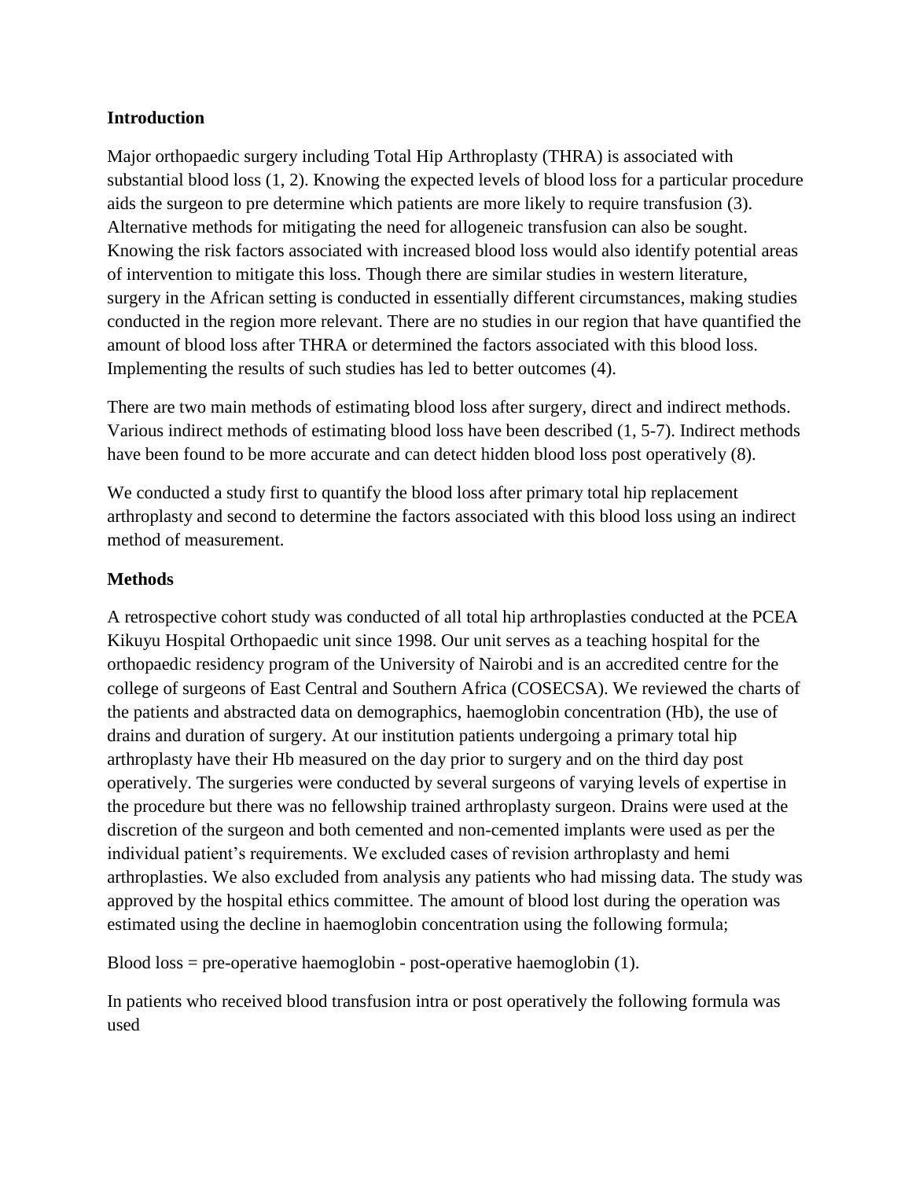**Introduction**

Major orthopaedic surgery including Total Hip Arthroplasty (THRA) is associated with substantial blood loss (1, 2). Knowing the expected levels of blood loss for a particular procedure aids the surgeon to pre determine which patients are more likely to require transfusion (3). Alternative methods for mitigating the need for allogeneic transfusion can also be sought. Knowing the risk factors associated with increased blood loss would also identify potential areas of intervention to mitigate this loss. Though there are similar studies in western literature, surgery in the African setting is conducted in essentially different circumstances, making studies conducted in the region more relevant. There are no studies in our region that have quantified the amount of blood loss after THRA or determined the factors associated with this blood loss. Implementing the results of such studies has led to better outcomes (4).

There are two main methods of estimating blood loss after surgery, direct and indirect methods. Various indirect methods of estimating blood loss have been described (1, 5-7). Indirect methods have been found to be more accurate and can detect hidden blood loss post operatively (8).

We conducted a study first to quantify the blood loss after primary total hip replacement arthroplasty and second to determine the factors associated with this blood loss using an indirect method of measurement.

**Methods**

A retrospective cohort study was conducted of all total hip arthroplasties conducted at the PCEA Kikuyu Hospital Orthopaedic unit since 1998. Our unit serves as a teaching hospital for the orthopaedic residency program of the University of Nairobi and is an accredited centre for the college of surgeons of East Central and Southern Africa (COSECSA). We reviewed the charts of the patients and abstracted data on demographics, haemoglobin concentration (Hb), the use of drains and duration of surgery. At our institution patients undergoing a primary total hip arthroplasty have their Hb measured on the day prior to surgery and on the third day post operatively. The surgeries were conducted by several surgeons of varying levels of expertise in the procedure but there was no fellowship trained arthroplasty surgeon. Drains were used at the discretion of the surgeon and both cemented and non-cemented implants were used as per the individual patient's requirements. We excluded cases of revision arthroplasty and hemi arthroplasties. We also excluded from analysis any patients who had missing data. The study was approved by the hospital ethics committee. The amount of blood lost during the operation was estimated using the decline in haemoglobin concentration using the following formula;

Blood loss = pre-operative haemoglobin - post-operative haemoglobin (1).

In patients who received blood transfusion intra or post operatively the following formula was used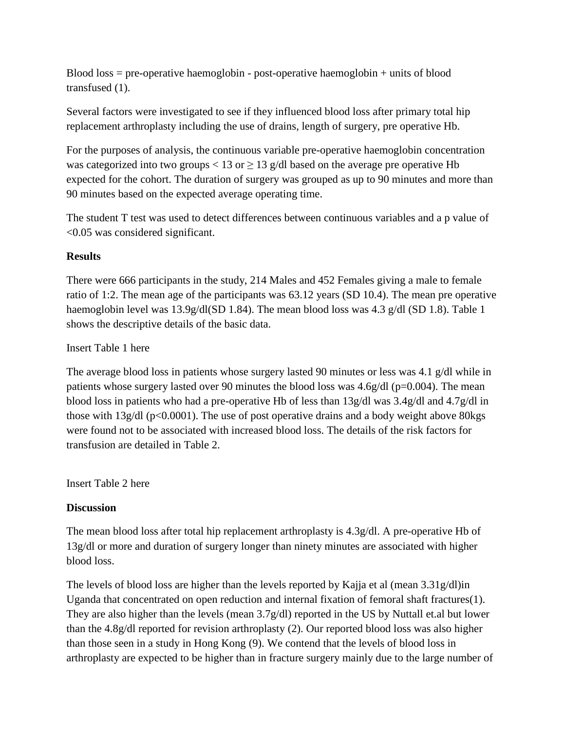Blood loss = pre-operative haemoglobin - post-operative haemoglobin + units of blood transfused (1).

Several factors were investigated to see if they influenced blood loss after primary total hip replacement arthroplasty including the use of drains, length of surgery, pre operative Hb.

For the purposes of analysis, the continuous variable pre-operative haemoglobin concentration was categorized into two groups < 13 or ≥ 13 g/dl based on the average pre operative Hb expected for the cohort. The duration of surgery was grouped as up to 90 minutes and more than 90 minutes based on the expected average operating time.

The student T test was used to detect differences between continuous variables and a p value of <0.05 was considered significant.

**Results**

There were 666 participants in the study, 214 Males and 452 Females giving a male to female ratio of 1:2. The mean age of the participants was 63.12 years (SD 10.4). The mean pre operative haemoglobin level was 13.9g/dl(SD 1.84). The mean blood loss was 4.3 g/dl (SD 1.8). Table 1 shows the descriptive details of the basic data.

Insert Table 1 here

The average blood loss in patients whose surgery lasted 90 minutes or less was 4.1 g/dl while in patients whose surgery lasted over 90 minutes the blood loss was 4.6g/dl ($p=0.004$). The mean blood loss in patients who had a pre-operative Hb of less than 13g/dl was 3.4g/dl and 4.7g/dl in those with 13g/dl ($p<0.0001$). The use of post operative drains and a body weight above 80kgs were found not to be associated with increased blood loss. The details of the risk factors for transfusion are detailed in Table 2.

Insert Table 2 here

**Discussion**

The mean blood loss after total hip replacement arthroplasty is 4.3g/dl. A pre-operative Hb of 13g/dl or more and duration of surgery longer than ninety minutes are associated with higher blood loss.

The levels of blood loss are higher than the levels reported by Kajja et al (mean 3.31g/dl)in Uganda that concentrated on open reduction and internal fixation of femoral shaft fractures(1). They are also higher than the levels (mean 3.7g/dl) reported in the US by Nuttall et.al but lower than the 4.8g/dl reported for revision arthroplasty (2). Our reported blood loss was also higher than those seen in a study in Hong Kong (9). We contend that the levels of blood loss in arthroplasty are expected to be higher than in fracture surgery mainly due to the large number of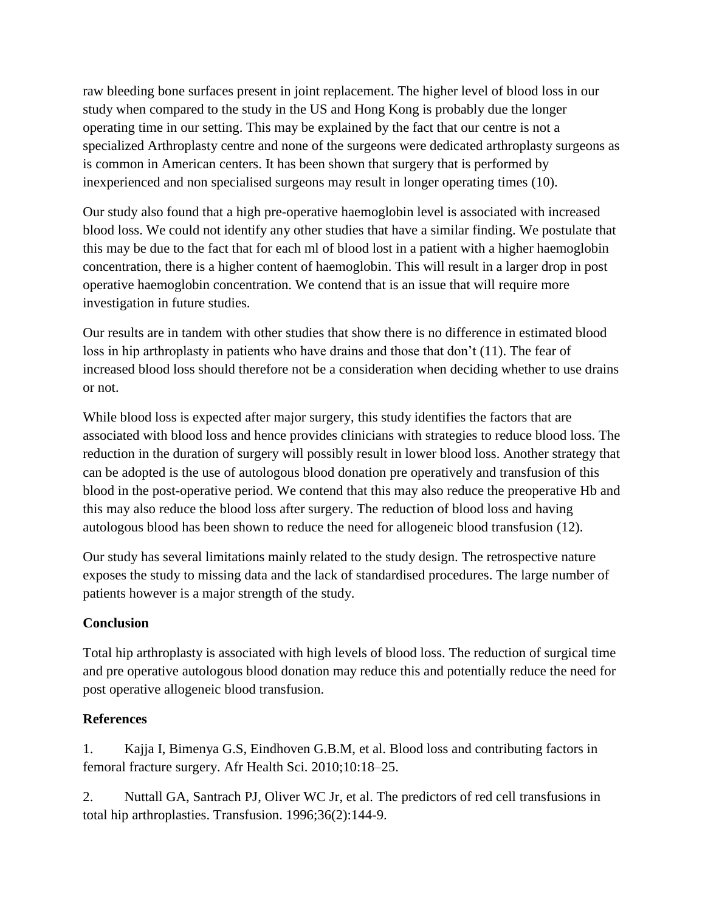raw bleeding bone surfaces present in joint replacement. The higher level of blood loss in our study when compared to the study in the US and Hong Kong is probably due the longer operating time in our setting. This may be explained by the fact that our centre is not a specialized Arthroplasty centre and none of the surgeons were dedicated arthroplasty surgeons as is common in American centers. It has been shown that surgery that is performed by inexperienced and non specialised surgeons may result in longer operating times (10).

Our study also found that a high pre-operative haemoglobin level is associated with increased blood loss. We could not identify any other studies that have a similar finding. We postulate that this may be due to the fact that for each ml of blood lost in a patient with a higher haemoglobin concentration, there is a higher content of haemoglobin. This will result in a larger drop in post operative haemoglobin concentration. We contend that is an issue that will require more investigation in future studies.

Our results are in tandem with other studies that show there is no difference in estimated blood loss in hip arthroplasty in patients who have drains and those that don't (11). The fear of increased blood loss should therefore not be a consideration when deciding whether to use drains or not.

While blood loss is expected after major surgery, this study identifies the factors that are associated with blood loss and hence provides clinicians with strategies to reduce blood loss. The reduction in the duration of surgery will possibly result in lower blood loss. Another strategy that can be adopted is the use of autologous blood donation pre operatively and transfusion of this blood in the post-operative period. We contend that this may also reduce the preoperative Hb and this may also reduce the blood loss after surgery. The reduction of blood loss and having autologous blood has been shown to reduce the need for allogeneic blood transfusion (12).

Our study has several limitations mainly related to the study design. The retrospective nature exposes the study to missing data and the lack of standardised procedures. The large number of patients however is a major strength of the study.

**Conclusion**

Total hip arthroplasty is associated with high levels of blood loss. The reduction of surgical time and pre operative autologous blood donation may reduce this and potentially reduce the need for post operative allogeneic blood transfusion.

**References**

1. Kajja I, Bimenya G.S, Eindhoven G.B.M, et al. Blood loss and contributing factors in femoral fracture surgery. Afr Health Sci. 2010;10:18–25.

2. Nuttall GA, Santrach PJ, Oliver WC Jr, et al. The predictors of red cell transfusions in total hip arthroplasties. Transfusion. 1996;36(2):144-9.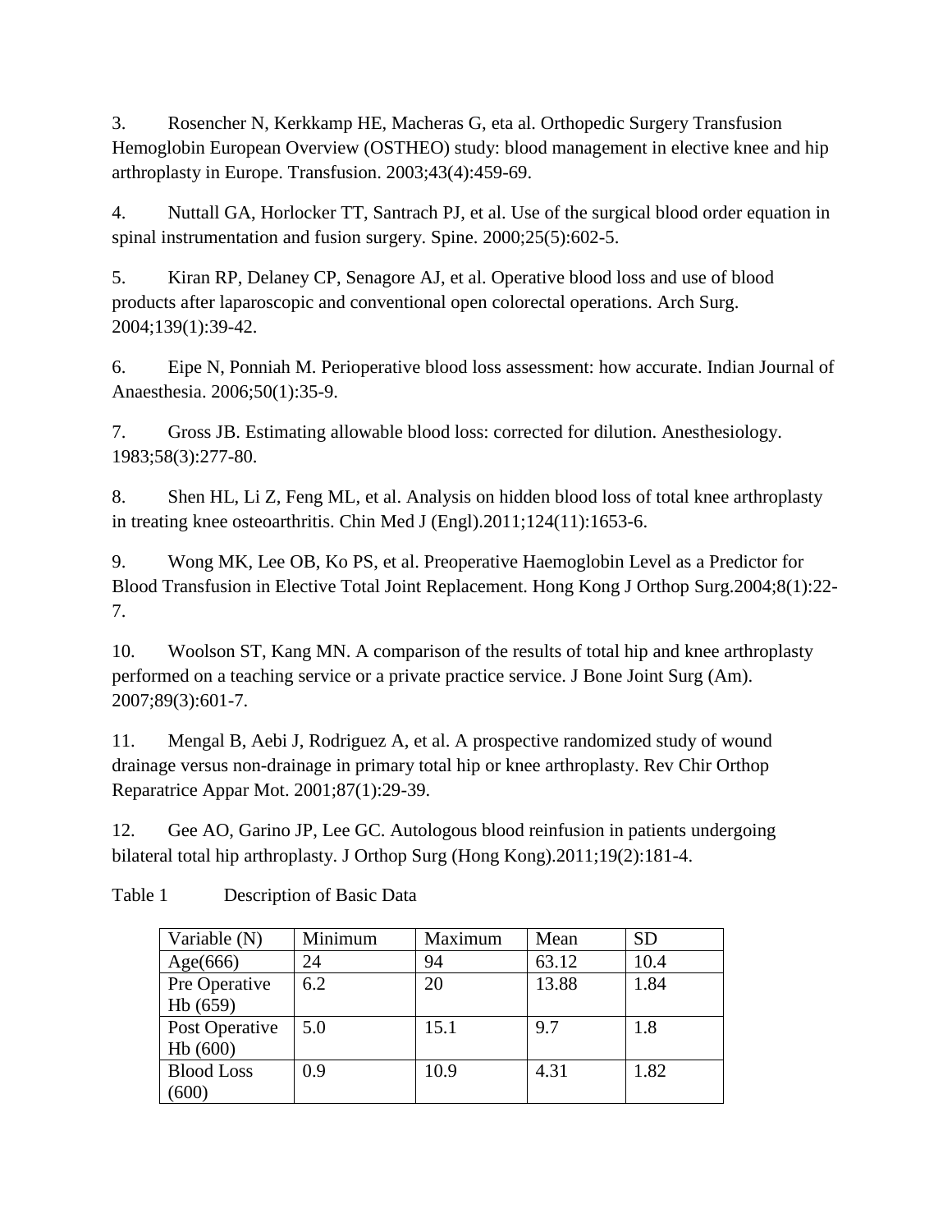3. Rosencher N, Kerkkamp HE, Macheras G, eta al. Orthopedic Surgery Transfusion Hemoglobin European Overview (OSTHEO) study: blood management in elective knee and hip arthroplasty in Europe. Transfusion. 2003;43(4):459-69.

4. Nuttall GA, Horlocker TT, Santrach PJ, et al. Use of the surgical blood order equation in spinal instrumentation and fusion surgery. Spine. 2000;25(5):602-5.

5. Kiran RP, Delaney CP, Senagore AJ, et al. Operative blood loss and use of blood products after laparoscopic and conventional open colorectal operations. Arch Surg. 2004;139(1):39-42.

6. Eipe N, Ponniah M. Perioperative blood loss assessment: how accurate. Indian Journal of Anaesthesia. 2006;50(1):35-9.

7. Gross JB. Estimating allowable blood loss: corrected for dilution. Anesthesiology. 1983;58(3):277-80.

8. Shen HL, Li Z, Feng ML, et al. Analysis on hidden blood loss of total knee arthroplasty in treating knee osteoarthritis. Chin Med J (Engl).2011;124(11):1653-6.

9. Wong MK, Lee OB, Ko PS, et al. Preoperative Haemoglobin Level as a Predictor for Blood Transfusion in Elective Total Joint Replacement. Hong Kong J Orthop Surg.2004;8(1):22-7.

10. Woolson ST, Kang MN. A comparison of the results of total hip and knee arthroplasty performed on a teaching service or a private practice service. J Bone Joint Surg (Am). 2007;89(3):601-7.

11. Mengal B, Aebi J, Rodriguez A, et al. A prospective randomized study of wound drainage versus non-drainage in primary total hip or knee arthroplasty. Rev Chir Orthop Reparatrice Appar Mot. 2001;87(1):29-39.

12. Gee AO, Garino JP, Lee GC. Autologous blood reinfusion in patients undergoing bilateral total hip arthroplasty. J Orthop Surg (Hong Kong).2011;19(2):181-4.

Table 1 Description of Basic Data

| Variable (N) | Minimum | Maximum | Mean | SD |
|---|---|---|---|---|
| Age(666) | 24 | 94 | 63.12 | 10.4 |
| Pre Operative Hb (659) | 6.2 | 20 | 13.88 | 1.84 |
| Post Operative Hb (600) | 5.0 | 15.1 | 9.7 | 1.8 |
| Blood Loss (600) | 0.9 | 10.9 | 4.31 | 1.82 |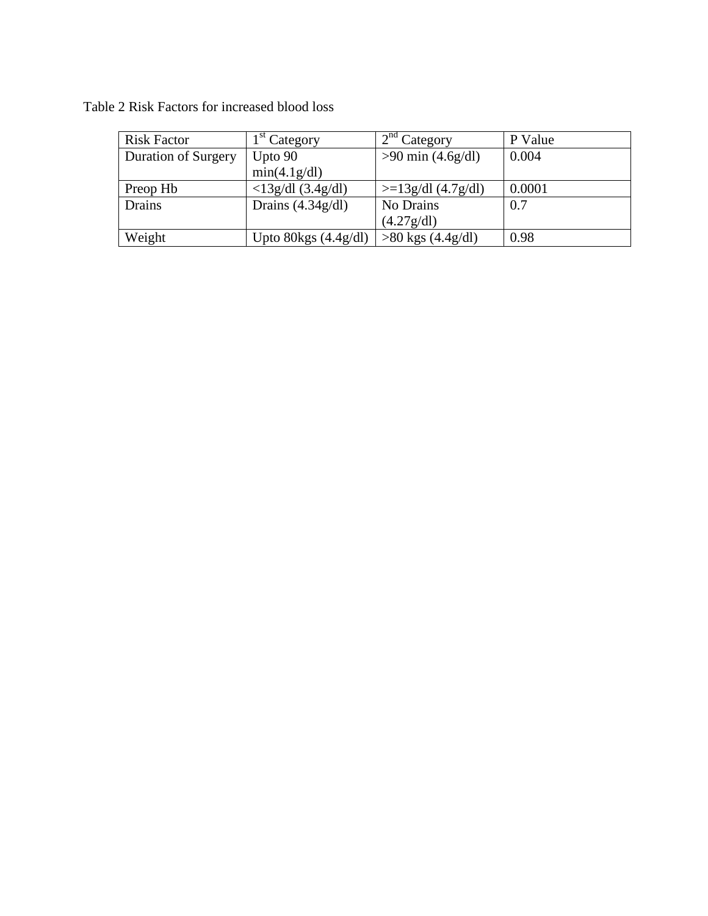Table 2 Risk Factors for increased blood loss

| Risk Factor | 1st Category | 2nd Category | P Value |
|---|---|---|---|
| Duration of Surgery | Upto 90 min(4.1g/dl) | >90 min (4.6g/dl) | 0.004 |
| Preop Hb | <13g/dl (3.4g/dl) | >=13g/dl (4.7g/dl) | 0.0001 |
| Drains | Drains (4.34g/dl) | No Drains (4.27g/dl) | 0.7 |
| Weight | Upto 80kgs (4.4g/dl) | >80 kgs (4.4g/dl) | 0.98 |